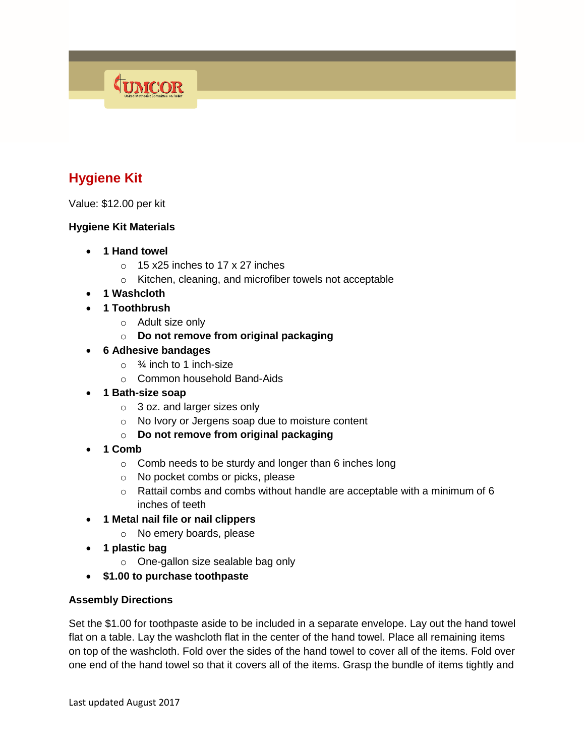## Hygiene Kit

Value: $12.00 per kit

**Hygiene Kit Materials**

- **1 Hand towel**
  - 15 x25 inches to 17 x 27 inches
  - Kitchen, cleaning, and microfiber towels not acceptable
- **1 Washcloth**
- **1 Toothbrush**
  - Adult size only
  - **Do not remove from original packaging**
- **6 Adhesive bandages**
  - ¾ inch to 1 inch-size
  - Common household Band-Aids
- **1 Bath-size soap**
  - 3 oz. and larger sizes only
  - No Ivory or Jergens soap due to moisture content
  - **Do not remove from original packaging**
- **1 Comb**
  - Comb needs to be sturdy and longer than 6 inches long
  - No pocket combs or picks, please
  - Rattail combs and combs without handle are acceptable with a minimum of 6 inches of teeth
- **1 Metal nail file or nail clippers**
  - No emery boards, please
- **1 plastic bag**
  - One-gallon size sealable bag only
- **$1.00 to purchase toothpaste**

**Assembly Directions**

Set the $1.00 for toothpaste aside to be included in a separate envelope. Lay out the hand towel flat on a table. Lay the washcloth flat in the center of the hand towel. Place all remaining items on top of the washcloth. Fold over the sides of the hand towel to cover all of the items. Fold over one end of the hand towel so that it covers all of the items. Grasp the bundle of items tightly and

Last updated August 2017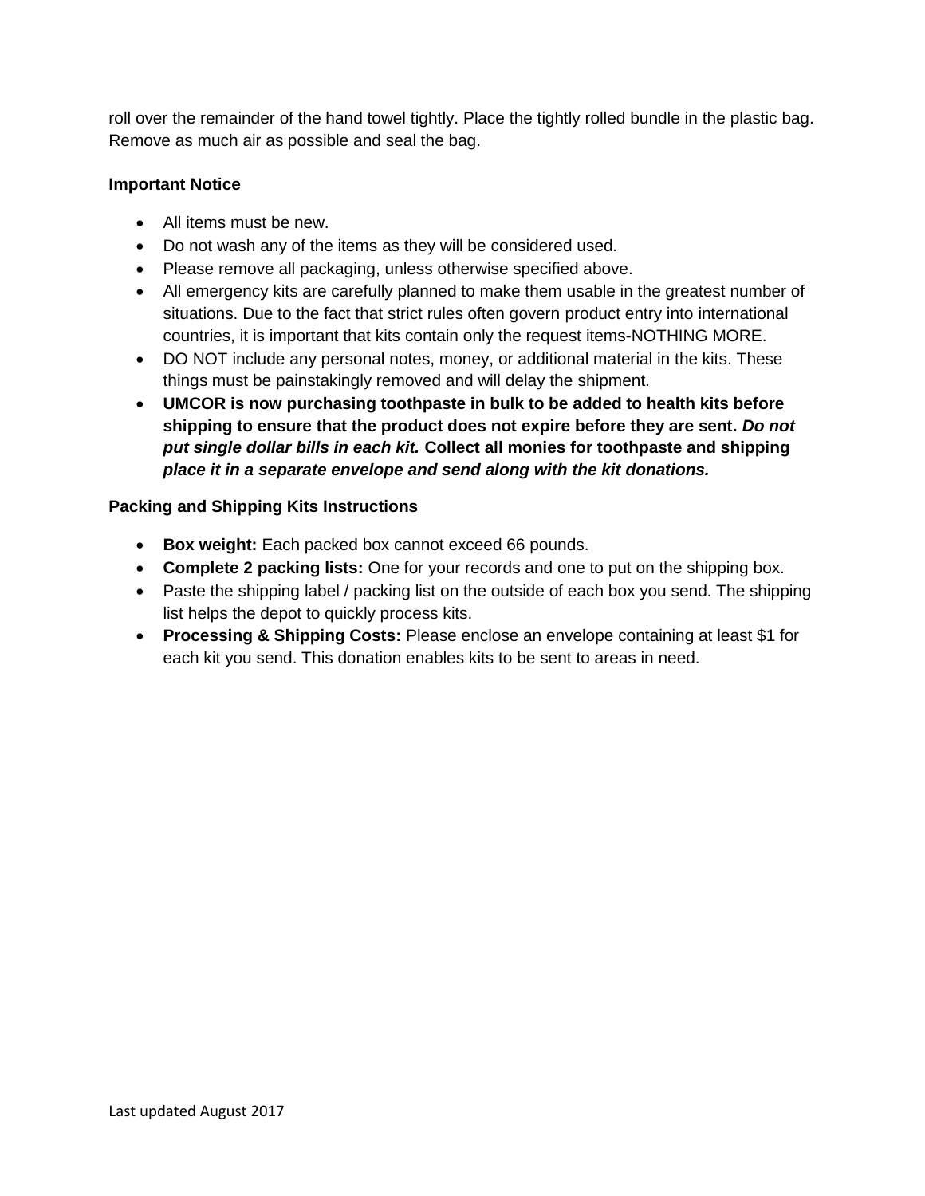roll over the remainder of the hand towel tightly. Place the tightly rolled bundle in the plastic bag. Remove as much air as possible and seal the bag.

**Important Notice**

- All items must be new.
- Do not wash any of the items as they will be considered used.
- Please remove all packaging, unless otherwise specified above.
- All emergency kits are carefully planned to make them usable in the greatest number of situations. Due to the fact that strict rules often govern product entry into international countries, it is important that kits contain only the request items-NOTHING MORE.
- DO NOT include any personal notes, money, or additional material in the kits. These things must be painstakingly removed and will delay the shipment.
- **UMCOR is now purchasing toothpaste in bulk to be added to health kits before shipping to ensure that the product does not expire before they are sent. *Do not put single dollar bills in each kit.* Collect all monies for toothpaste and shipping *place it in a separate envelope and send along with the kit donations.***

**Packing and Shipping Kits Instructions**

- **Box weight:** Each packed box cannot exceed 66 pounds.
- **Complete 2 packing lists:** One for your records and one to put on the shipping box.
- Paste the shipping label / packing list on the outside of each box you send. The shipping list helps the depot to quickly process kits.
- **Processing & Shipping Costs:** Please enclose an envelope containing at least $1 for each kit you send. This donation enables kits to be sent to areas in need.

Last updated August 2017